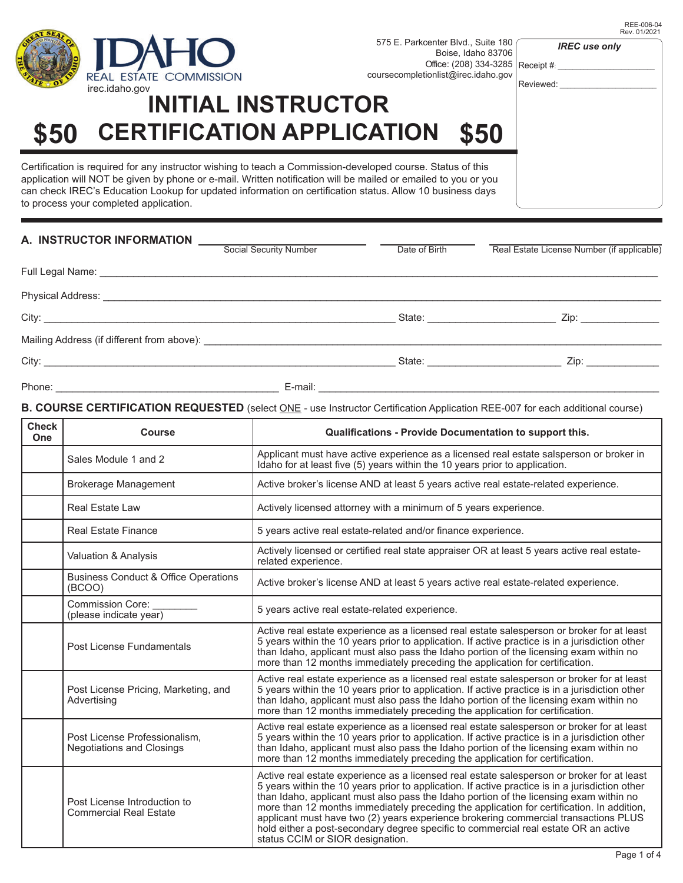REE-006-04
Rev. 01/2021

IDAHO REAL ESTATE COMMISSION
irec.idaho.gov

575 E. Parkcenter Blvd., Suite 180
Boise, Idaho 83706
Office: (208) 334-3285
coursecompletionlist@irec.idaho.gov

| *IREC use only* |
|---|
| Receipt #: ____________________ |
| Reviewed: ____________________ |

# $50 INITIAL INSTRUCTOR CERTIFICATION APPLICATION $50

Certification is required for any instructor wishing to teach a Commission-developed course. Status of this application will NOT be given by phone or e-mail. Written notification will be mailed or emailed to you or you can check IREC's Education Lookup for updated information on certification status. Allow 10 business days to process your completed application.

## A. INSTRUCTOR INFORMATION

______________________ Social Security Number ______________ Date of Birth ______________________ Real Estate License Number (if applicable)

Full Legal Name: ________________________________________________________________

Physical Address: ________________________________________________________________

City: ______________________________________ State: ______________ Zip: ____________

Mailing Address (if different from above): __________________________________________

City: ______________________________________ State: ______________ Zip: ____________

Phone: ____________________________ E-mail: ____________________________________

## B. COURSE CERTIFICATION REQUESTED (select ONE - use Instructor Certification Application REE-007 for each additional course)

| Check One | Course | Qualifications - Provide Documentation to support this. |
|---|---|---|
| | Sales Module 1 and 2 | Applicant must have active experience as a licensed real estate salsperson or broker in Idaho for at least five (5) years within the 10 years prior to application. |
| | Brokerage Management | Active broker's license AND at least 5 years active real estate-related experience. |
| | Real Estate Law | Actively licensed attorney with a minimum of 5 years experience. |
| | Real Estate Finance | 5 years active real estate-related and/or finance experience. |
| | Valuation & Analysis | Actively licensed or certified real state appraiser OR at least 5 years active real estate-related experience. |
| | Business Conduct & Office Operations (BCOO) | Active broker's license AND at least 5 years active real estate-related experience. |
| | Commission Core: ________ (please indicate year) | 5 years active real estate-related experience. |
| | Post License Fundamentals | Active real estate experience as a licensed real estate salesperson or broker for at least 5 years within the 10 years prior to application. If active practice is in a jurisdiction other than Idaho, applicant must also pass the Idaho portion of the licensing exam within no more than 12 months immediately preceding the application for certification. |
| | Post License Pricing, Marketing, and Advertising | Active real estate experience as a licensed real estate salesperson or broker for at least 5 years within the 10 years prior to application. If active practice is in a jurisdiction other than Idaho, applicant must also pass the Idaho portion of the licensing exam within no more than 12 months immediately preceding the application for certification. |
| | Post License Professionalism, Negotiations and Closings | Active real estate experience as a licensed real estate salesperson or broker for at least 5 years within the 10 years prior to application. If active practice is in a jurisdiction other than Idaho, applicant must also pass the Idaho portion of the licensing exam within no more than 12 months immediately preceding the application for certification. |
| | Post License Introduction to Commercial Real Estate | Active real estate experience as a licensed real estate salesperson or broker for at least 5 years within the 10 years prior to application. If active practice is in a jurisdiction other than Idaho, applicant must also pass the Idaho portion of the licensing exam within no more than 12 months immediately preceding the application for certification. In addition, applicant must have two (2) years experience brokering commercial transactions PLUS hold either a post-secondary degree specific to commercial real estate OR an active status CCIM or SIOR designation. |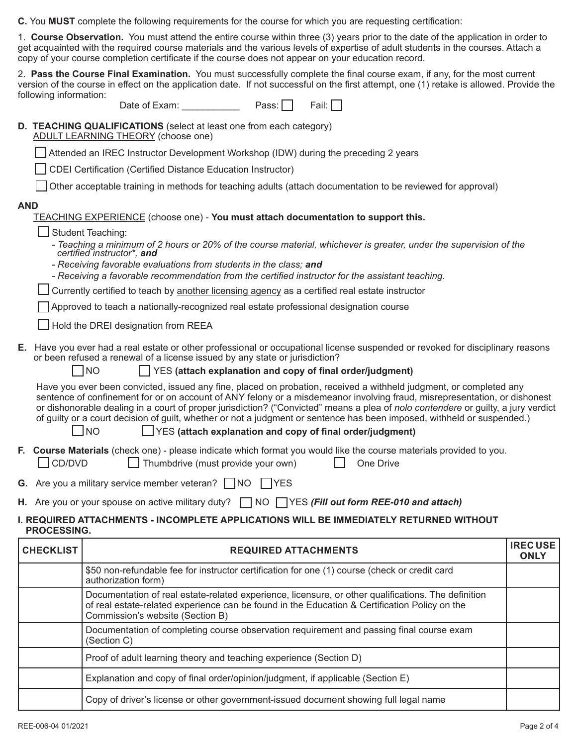**C.** You **MUST** complete the following requirements for the course for which you are requesting certification:

1. **Course Observation.** You must attend the entire course within three (3) years prior to the date of the application in order to get acquainted with the required course materials and the various levels of expertise of adult students in the courses. Attach a copy of your course completion certificate if the course does not appear on your education record.

2. **Pass the Course Final Examination.** You must successfully complete the final course exam, if any, for the most current version of the course in effect on the application date. If not successful on the first attempt, one (1) retake is allowed. Provide the following information:

Date of Exam: ___________ Pass: ☐ Fail: ☐

**D. TEACHING QUALIFICATIONS** (select at least one from each category)

ADULT LEARNING THEORY (choose one)

☐ Attended an IREC Instructor Development Workshop (IDW) during the preceding 2 years

☐ CDEI Certification (Certified Distance Education Instructor)

☐ Other acceptable training in methods for teaching adults (attach documentation to be reviewed for approval)

**AND**

TEACHING EXPERIENCE (choose one) - **You must attach documentation to support this.**

☐ Student Teaching:

- *Teaching a minimum of 2 hours or 20% of the course material, whichever is greater, under the supervision of the certified instructor\*,* ***and***
- *Receiving favorable evaluations from students in the class;* ***and***
- *Receiving a favorable recommendation from the certified instructor for the assistant teaching.*

☐ Currently certified to teach by another licensing agency as a certified real estate instructor

☐ Approved to teach a nationally-recognized real estate professional designation course

☐ Hold the DREI designation from REEA

**E.** Have you ever had a real estate or other professional or occupational license suspended or revoked for disciplinary reasons or been refused a renewal of a license issued by any state or jurisdiction?

☐ NO ☐ YES **(attach explanation and copy of final order/judgment)**

Have you ever been convicted, issued any fine, placed on probation, received a withheld judgment, or completed any sentence of confinement for or on account of ANY felony or a misdemeanor involving fraud, misrepresentation, or dishonest or dishonorable dealing in a court of proper jurisdiction? ("Convicted" means a plea of *nolo contendere* or guilty, a jury verdict of guilty or a court decision of guilt, whether or not a judgment or sentence has been imposed, withheld or suspended.)

☐ NO ☐ YES **(attach explanation and copy of final order/judgment)**

**F. Course Materials** (check one) - please indicate which format you would like the course materials provided to you.

☐ CD/DVD ☐ Thumbdrive (must provide your own) ☐ One Drive

**G.** Are you a military service member veteran? ☐ NO ☐ YES

**H.** Are you or your spouse on active military duty? ☐ NO ☐ YES ***(Fill out form REE-010 and attach)***

**I. REQUIRED ATTACHMENTS - INCOMPLETE APPLICATIONS WILL BE IMMEDIATELY RETURNED WITHOUT PROCESSING.**

| CHECKLIST | REQUIRED ATTACHMENTS | IREC USE ONLY |
|---|---|---|
| | $50 non-refundable fee for instructor certification for one (1) course (check or credit card authorization form) | |
| | Documentation of real estate-related experience, licensure, or other qualifications. The definition of real estate-related experience can be found in the Education & Certification Policy on the Commission's website (Section B) | |
| | Documentation of completing course observation requirement and passing final course exam (Section C) | |
| | Proof of adult learning theory and teaching experience (Section D) | |
| | Explanation and copy of final order/opinion/judgment, if applicable (Section E) | |
| | Copy of driver's license or other government-issued document showing full legal name | |

REE-006-04 01/2021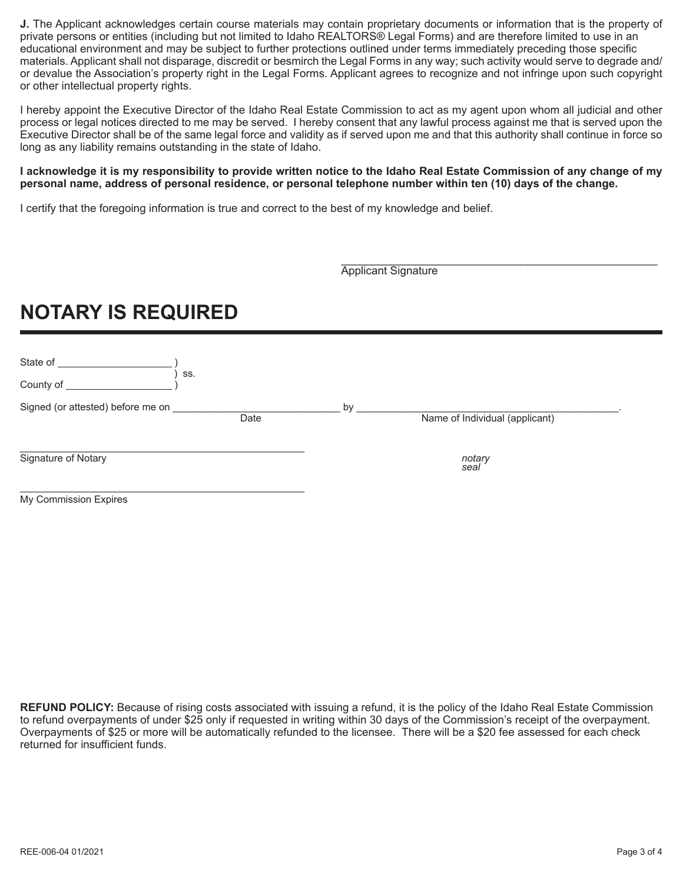**J.** The Applicant acknowledges certain course materials may contain proprietary documents or information that is the property of private persons or entities (including but not limited to Idaho REALTORS® Legal Forms) and are therefore limited to use in an educational environment and may be subject to further protections outlined under terms immediately preceding those specific materials. Applicant shall not disparage, discredit or besmirch the Legal Forms in any way; such activity would serve to degrade and/or devalue the Association's property right in the Legal Forms. Applicant agrees to recognize and not infringe upon such copyright or other intellectual property rights.

I hereby appoint the Executive Director of the Idaho Real Estate Commission to act as my agent upon whom all judicial and other process or legal notices directed to me may be served. I hereby consent that any lawful process against me that is served upon the Executive Director shall be of the same legal force and validity as if served upon me and that this authority shall continue in force so long as any liability remains outstanding in the state of Idaho.

**I acknowledge it is my responsibility to provide written notice to the Idaho Real Estate Commission of any change of my personal name, address of personal residence, or personal telephone number within ten (10) days of the change.**

I certify that the foregoing information is true and correct to the best of my knowledge and belief.

\_\_\_\_\_\_\_\_\_\_\_\_\_\_\_\_\_\_\_\_\_\_\_\_\_\_\_\_\_\_\_\_\_\_\_\_\_\_\_\_\_\_\_\_
Applicant Signature

# NOTARY IS REQUIRED

State of \_\_\_\_\_\_\_\_\_\_\_\_\_\_\_\_\_\_\_\_ )
 ) ss.
County of \_\_\_\_\_\_\_\_\_\_\_\_\_\_\_\_\_\_\_ )

Signed (or attested) before me on \_\_\_\_\_\_\_\_\_\_\_\_\_\_\_\_\_\_\_\_\_\_\_\_\_\_\_\_\_\_ by \_\_\_\_\_\_\_\_\_\_\_\_\_\_\_\_\_\_\_\_\_\_\_\_\_\_\_\_\_\_\_\_\_\_\_\_\_\_\_\_\_\_\_\_\_\_.
Date Name of Individual (applicant)

\_\_\_\_\_\_\_\_\_\_\_\_\_\_\_\_\_\_\_\_\_\_\_\_\_\_\_\_\_\_\_\_\_\_\_\_\_\_\_\_\_\_\_\_\_\_\_\_\_\_
Signature of Notary

*notary seal*

\_\_\_\_\_\_\_\_\_\_\_\_\_\_\_\_\_\_\_\_\_\_\_\_\_\_\_\_\_\_\_\_\_\_\_\_\_\_\_\_\_\_\_\_\_\_\_\_\_\_
My Commission Expires

**REFUND POLICY:** Because of rising costs associated with issuing a refund, it is the policy of the Idaho Real Estate Commission to refund overpayments of under $25 only if requested in writing within 30 days of the Commission's receipt of the overpayment. Overpayments of $25 or more will be automatically refunded to the licensee. There will be a $20 fee assessed for each check returned for insufficient funds.

REE-006-04 01/2021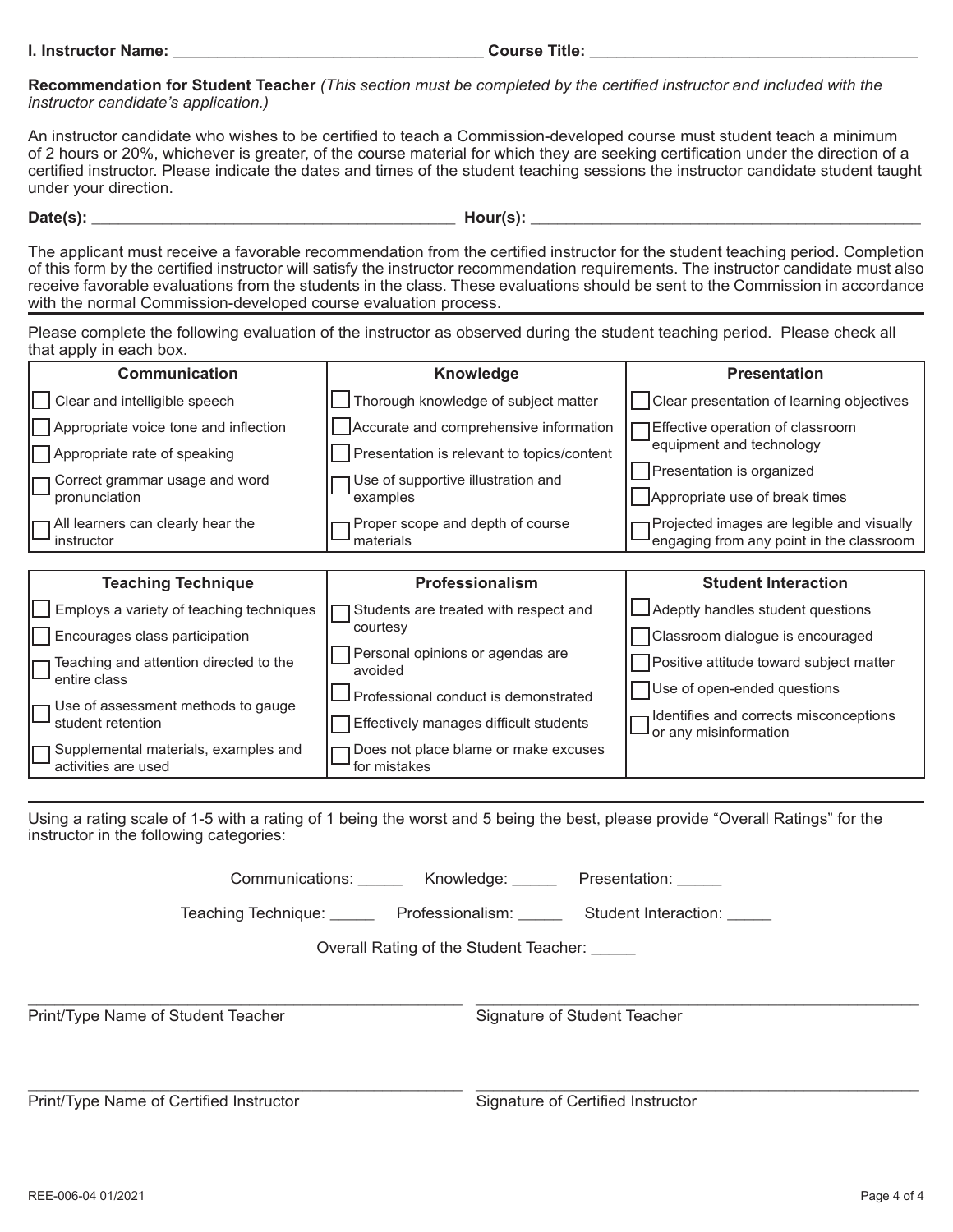**I. Instructor Name:** ___________________________________ **Course Title:** ______________________________________

**Recommendation for Student Teacher** *(This section must be completed by the certified instructor and included with the instructor candidate's application.)*

An instructor candidate who wishes to be certified to teach a Commission-developed course must student teach a minimum of 2 hours or 20%, whichever is greater, of the course material for which they are seeking certification under the direction of a certified instructor. Please indicate the dates and times of the student teaching sessions the instructor candidate student taught under your direction.

**Date(s):** ________________________________________ **Hour(s):** ____________________________________________

The applicant must receive a favorable recommendation from the certified instructor for the student teaching period. Completion of this form by the certified instructor will satisfy the instructor recommendation requirements. The instructor candidate must also receive favorable evaluations from the students in the class. These evaluations should be sent to the Commission in accordance with the normal Commission-developed course evaluation process.

---

Please complete the following evaluation of the instructor as observed during the student teaching period. Please check all that apply in each box.

| Communication | Knowledge | Presentation |
|---|---|---|
| ☐ Clear and intelligible speech | ☐ Thorough knowledge of subject matter | ☐ Clear presentation of learning objectives |
| ☐ Appropriate voice tone and inflection | ☐ Accurate and comprehensive information | ☐ Effective operation of classroom equipment and technology |
| ☐ Appropriate rate of speaking | ☐ Presentation is relevant to topics/content | ☐ Presentation is organized |
| ☐ Correct grammar usage and word pronunciation | ☐ Use of supportive illustration and examples | ☐ Appropriate use of break times |
| ☐ All learners can clearly hear the instructor | ☐ Proper scope and depth of course materials | ☐ Projected images are legible and visually engaging from any point in the classroom |

| Teaching Technique | Professionalism | Student Interaction |
|---|---|---|
| ☐ Employs a variety of teaching techniques | ☐ Students are treated with respect and courtesy | ☐ Adeptly handles student questions |
| ☐ Encourages class participation | ☐ Personal opinions or agendas are avoided | ☐ Classroom dialogue is encouraged |
| ☐ Teaching and attention directed to the entire class | ☐ Professional conduct is demonstrated | ☐ Positive attitude toward subject matter |
| ☐ Use of assessment methods to gauge student retention | ☐ Effectively manages difficult students | ☐ Use of open-ended questions |
| ☐ Supplemental materials, examples and activities are used | ☐ Does not place blame or make excuses for mistakes | ☐ Identifies and corrects misconceptions or any misinformation |

---

Using a rating scale of 1-5 with a rating of 1 being the worst and 5 being the best, please provide "Overall Ratings" for the instructor in the following categories:

Communications: _____ Knowledge: _____ Presentation: _____

Teaching Technique: _____ Professionalism: _____ Student Interaction: _____

Overall Rating of the Student Teacher: _____

_______________________________________________ _______________________________________________

Print/Type Name of Student Teacher Signature of Student Teacher

_______________________________________________ _______________________________________________

Print/Type Name of Certified Instructor Signature of Certified Instructor

REE-006-04 01/2021